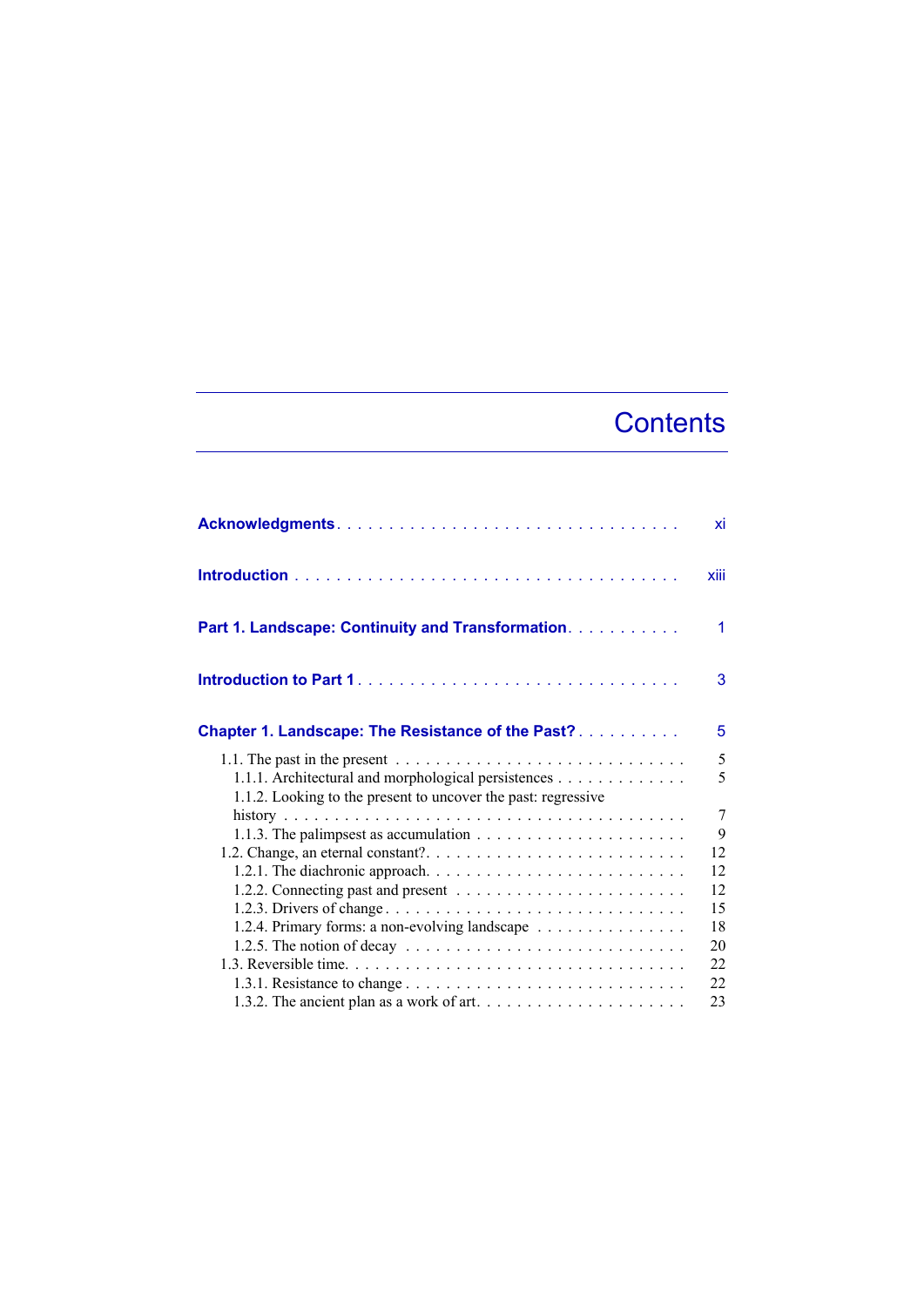# Contents

Acknowledgments . . . . . . . . . . . . . . . . . . . . . . . . . . . . . . . . xi

Introduction . . . . . . . . . . . . . . . . . . . . . . . . . . . . . . . . . . xiii

Part 1. Landscape: Continuity and Transformation . . . . . . . . . . . 1

Introduction to Part 1 . . . . . . . . . . . . . . . . . . . . . . . . . . . . . 3

Chapter 1. Landscape: The Resistance of the Past? . . . . . . . . . . 5

- 1.1. The past in the present . . . . . . . . . . . . . . . . . . . . . . . . . . . 5
  - 1.1.1. Architectural and morphological persistences . . . . . . . . . . . . . 5
  - 1.1.2. Looking to the present to uncover the past: regressive history . . . . . . . . . . . . . . . . . . . . . . . . . . . . . . . . . . . . . . . 7
  - 1.1.3. The palimpsest as accumulation . . . . . . . . . . . . . . . . . . . . . 9
- 1.2. Change, an eternal constant?. . . . . . . . . . . . . . . . . . . . . . . . 12
  - 1.2.1. The diachronic approach. . . . . . . . . . . . . . . . . . . . . . . . . 12
  - 1.2.2. Connecting past and present . . . . . . . . . . . . . . . . . . . . . . 12
  - 1.2.3. Drivers of change . . . . . . . . . . . . . . . . . . . . . . . . . . . . 15
  - 1.2.4. Primary forms: a non-evolving landscape . . . . . . . . . . . . . . 18
  - 1.2.5. The notion of decay . . . . . . . . . . . . . . . . . . . . . . . . . . 20
- 1.3. Reversible time. . . . . . . . . . . . . . . . . . . . . . . . . . . . . . . 22
  - 1.3.1. Resistance to change . . . . . . . . . . . . . . . . . . . . . . . . . . 22
  - 1.3.2. The ancient plan as a work of art. . . . . . . . . . . . . . . . . . . 23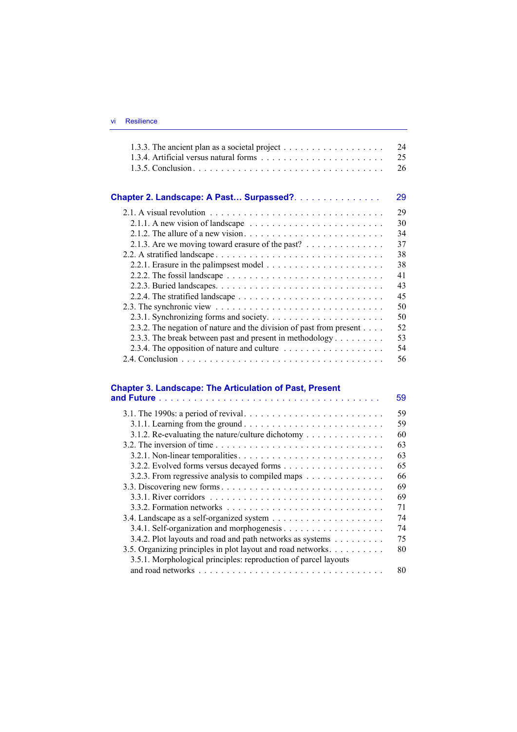1.3.3. The ancient plan as a societal project . . . . . . . . . . . . . . . . . . 24
1.3.4. Artificial versus natural forms . . . . . . . . . . . . . . . . . . . . . 25
1.3.5. Conclusion . . . . . . . . . . . . . . . . . . . . . . . . . . . . . . 26

**Chapter 2. Landscape: A Past… Surpassed?** . . . . . . . . . . . . . . . **29**

2.1. A visual revolution . . . . . . . . . . . . . . . . . . . . . . . . . . . . 29
2.1.1. A new vision of landscape . . . . . . . . . . . . . . . . . . . . . . 30
2.1.2. The allure of a new vision . . . . . . . . . . . . . . . . . . . . . . 34
2.1.3. Are we moving toward erasure of the past? . . . . . . . . . . . . . 37
2.2. A stratified landscape . . . . . . . . . . . . . . . . . . . . . . . . . . 38
2.2.1. Erasure in the palimpsest model . . . . . . . . . . . . . . . . . . . 38
2.2.2. The fossil landscape . . . . . . . . . . . . . . . . . . . . . . . . . 41
2.2.3. Buried landscapes. . . . . . . . . . . . . . . . . . . . . . . . . . . 43
2.2.4. The stratified landscape . . . . . . . . . . . . . . . . . . . . . . . 45
2.3. The synchronic view . . . . . . . . . . . . . . . . . . . . . . . . . . . 50
2.3.1. Synchronizing forms and society. . . . . . . . . . . . . . . . . . . 50
2.3.2. The negation of nature and the division of past from present . . . . 52
2.3.3. The break between past and present in methodology . . . . . . . . 53
2.3.4. The opposition of nature and culture . . . . . . . . . . . . . . . . 54
2.4. Conclusion . . . . . . . . . . . . . . . . . . . . . . . . . . . . . . . . 56

**Chapter 3. Landscape: The Articulation of Past, Present and Future** . . . . . . . . . . . . . . . . . . . . . . . . . . . . . . . . . . **59**

3.1. The 1990s: a period of revival . . . . . . . . . . . . . . . . . . . . . . 59
3.1.1. Learning from the ground . . . . . . . . . . . . . . . . . . . . . . 59
3.1.2. Re-evaluating the nature/culture dichotomy . . . . . . . . . . . . . 60
3.2. The inversion of time . . . . . . . . . . . . . . . . . . . . . . . . . . 63
3.2.1. Non-linear temporalities . . . . . . . . . . . . . . . . . . . . . . . 63
3.2.2. Evolved forms versus decayed forms . . . . . . . . . . . . . . . . . 65
3.2.3. From regressive analysis to compiled maps . . . . . . . . . . . . . 66
3.3. Discovering new forms . . . . . . . . . . . . . . . . . . . . . . . . . . 69
3.3.1. River corridors . . . . . . . . . . . . . . . . . . . . . . . . . . . . 69
3.3.2. Formation networks . . . . . . . . . . . . . . . . . . . . . . . . . 71
3.4. Landscape as a self-organized system . . . . . . . . . . . . . . . . . . 74
3.4.1. Self-organization and morphogenesis . . . . . . . . . . . . . . . . 74
3.4.2. Plot layouts and road and path networks as systems . . . . . . . . 75
3.5. Organizing principles in plot layout and road networks. . . . . . . . . 80
3.5.1. Morphological principles: reproduction of parcel layouts and road networks . . . . . . . . . . . . . . . . . . . . . . . . . . . . . 80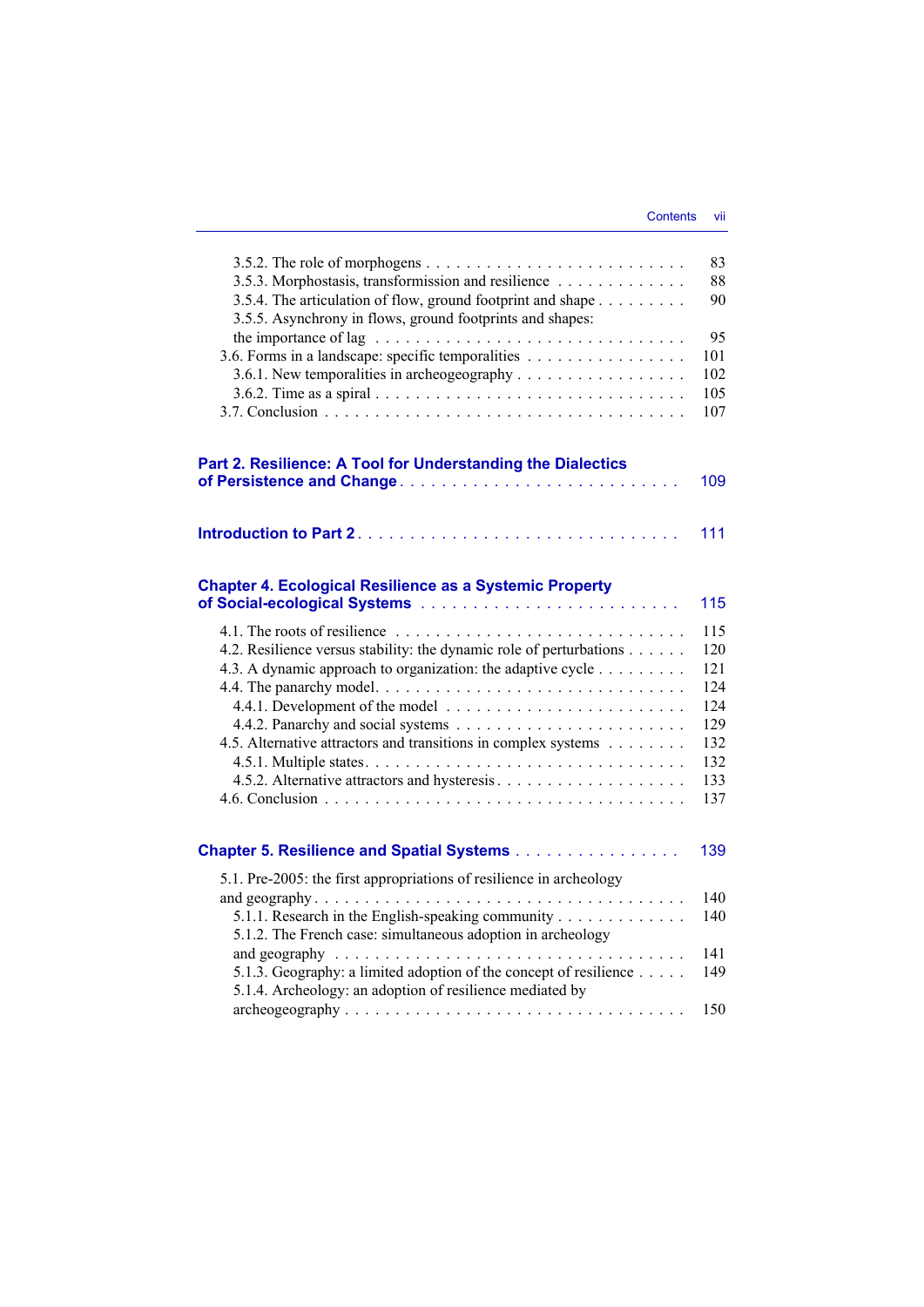3.5.2. The role of morphogens . . . . . . . . . . . . . . . . . . . . . . . . . 83
3.5.3. Morphostasis, transformission and resilience . . . . . . . . . . . . . 88
3.5.4. The articulation of flow, ground footprint and shape . . . . . . . . . 90
3.5.5. Asynchrony in flows, ground footprints and shapes: the importance of lag . . . . . . . . . . . . . . . . . . . . . . . . . . . . 95
3.6. Forms in a landscape: specific temporalities . . . . . . . . . . . . . . . . 101
3.6.1. New temporalities in archeogeography . . . . . . . . . . . . . . . . 102
3.6.2. Time as a spiral . . . . . . . . . . . . . . . . . . . . . . . . . . . . . 105
3.7. Conclusion . . . . . . . . . . . . . . . . . . . . . . . . . . . . . . . . . . 107

**Part 2. Resilience: A Tool for Understanding the Dialectics of Persistence and Change** . . . . . . . . . . . . . . . . . . . . . . . . . . 109

**Introduction to Part 2** . . . . . . . . . . . . . . . . . . . . . . . . . . . . . 111

**Chapter 4. Ecological Resilience as a Systemic Property of Social-ecological Systems** . . . . . . . . . . . . . . . . . . . . . . . . 115

4.1. The roots of resilience . . . . . . . . . . . . . . . . . . . . . . . . . . . . 115
4.2. Resilience versus stability: the dynamic role of perturbations . . . . . . 120
4.3. A dynamic approach to organization: the adaptive cycle . . . . . . . . . 121
4.4. The panarchy model. . . . . . . . . . . . . . . . . . . . . . . . . . . . . . 124
4.4.1. Development of the model . . . . . . . . . . . . . . . . . . . . . . . 124
4.4.2. Panarchy and social systems . . . . . . . . . . . . . . . . . . . . . . 129
4.5. Alternative attractors and transitions in complex systems . . . . . . . . 132
4.5.1. Multiple states. . . . . . . . . . . . . . . . . . . . . . . . . . . . . . . 132
4.5.2. Alternative attractors and hysteresis . . . . . . . . . . . . . . . . . . 133
4.6. Conclusion . . . . . . . . . . . . . . . . . . . . . . . . . . . . . . . . . . 137

**Chapter 5. Resilience and Spatial Systems** . . . . . . . . . . . . . . . . 139

5.1. Pre-2005: the first appropriations of resilience in archeology and geography . . . . . . . . . . . . . . . . . . . . . . . . . . . . . . . . . . 140
5.1.1. Research in the English-speaking community . . . . . . . . . . . . . 140
5.1.2. The French case: simultaneous adoption in archeology and geography . . . . . . . . . . . . . . . . . . . . . . . . . . . . . . . . . 141
5.1.3. Geography: a limited adoption of the concept of resilience . . . . . 149
5.1.4. Archeology: an adoption of resilience mediated by archeogeography . . . . . . . . . . . . . . . . . . . . . . . . . . . . . . . . 150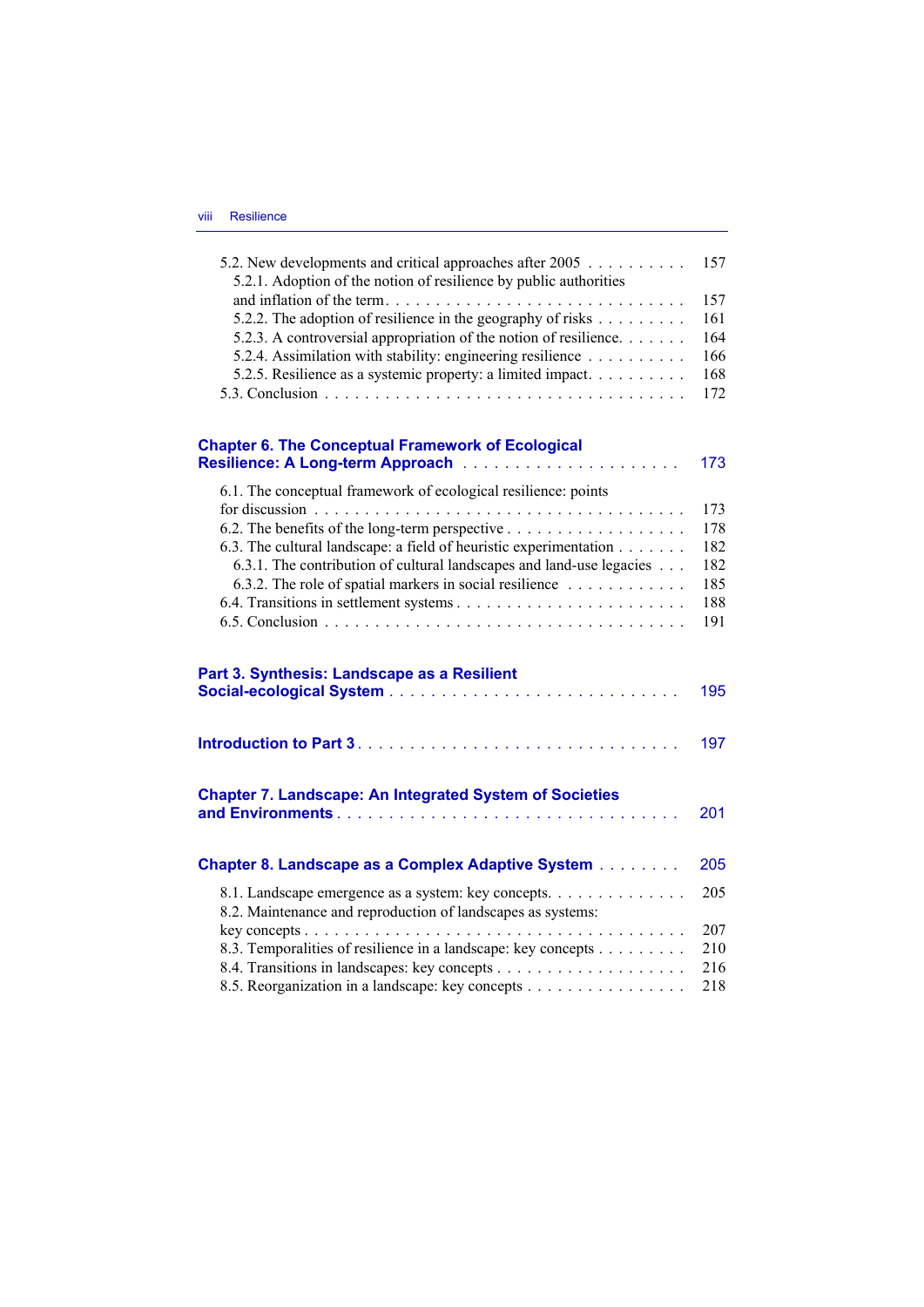5.2. New developments and critical approaches after 2005 . . . . . . . . . . 157
5.2.1. Adoption of the notion of resilience by public authorities and inflation of the term. . . . . . . . . . . . . . . . . . . . . . . . . . . . 157
5.2.2. The adoption of resilience in the geography of risks . . . . . . . . . 161
5.2.3. A controversial appropriation of the notion of resilience. . . . . . . 164
5.2.4. Assimilation with stability: engineering resilience . . . . . . . . . . 166
5.2.5. Resilience as a systemic property: a limited impact. . . . . . . . . . 168
5.3. Conclusion . . . . . . . . . . . . . . . . . . . . . . . . . . . . . . . . . 172

**Chapter 6. The Conceptual Framework of Ecological Resilience: A Long-term Approach . . . . . . . . . . . . . . . . . . . . 173**

6.1. The conceptual framework of ecological resilience: points for discussion . . . . . . . . . . . . . . . . . . . . . . . . . . . . . . . . . . . 173
6.2. The benefits of the long-term perspective . . . . . . . . . . . . . . . . . . 178
6.3. The cultural landscape: a field of heuristic experimentation . . . . . . . 182
6.3.1. The contribution of cultural landscapes and land-use legacies . . . 182
6.3.2. The role of spatial markers in social resilience . . . . . . . . . . . 185
6.4. Transitions in settlement systems . . . . . . . . . . . . . . . . . . . . . . 188
6.5. Conclusion . . . . . . . . . . . . . . . . . . . . . . . . . . . . . . . . . 191

**Part 3. Synthesis: Landscape as a Resilient Social-ecological System . . . . . . . . . . . . . . . . . . . . . . . . . . 195**

**Introduction to Part 3 . . . . . . . . . . . . . . . . . . . . . . . . . . . . . 197**

**Chapter 7. Landscape: An Integrated System of Societies and Environments . . . . . . . . . . . . . . . . . . . . . . . . . . . . . . 201**

**Chapter 8. Landscape as a Complex Adaptive System . . . . . . . . 205**

8.1. Landscape emergence as a system: key concepts. . . . . . . . . . . . . . 205
8.2. Maintenance and reproduction of landscapes as systems: key concepts . . . . . . . . . . . . . . . . . . . . . . . . . . . . . . . . . . 207
8.3. Temporalities of resilience in a landscape: key concepts . . . . . . . . . 210
8.4. Transitions in landscapes: key concepts . . . . . . . . . . . . . . . . . . 216
8.5. Reorganization in a landscape: key concepts . . . . . . . . . . . . . . . 218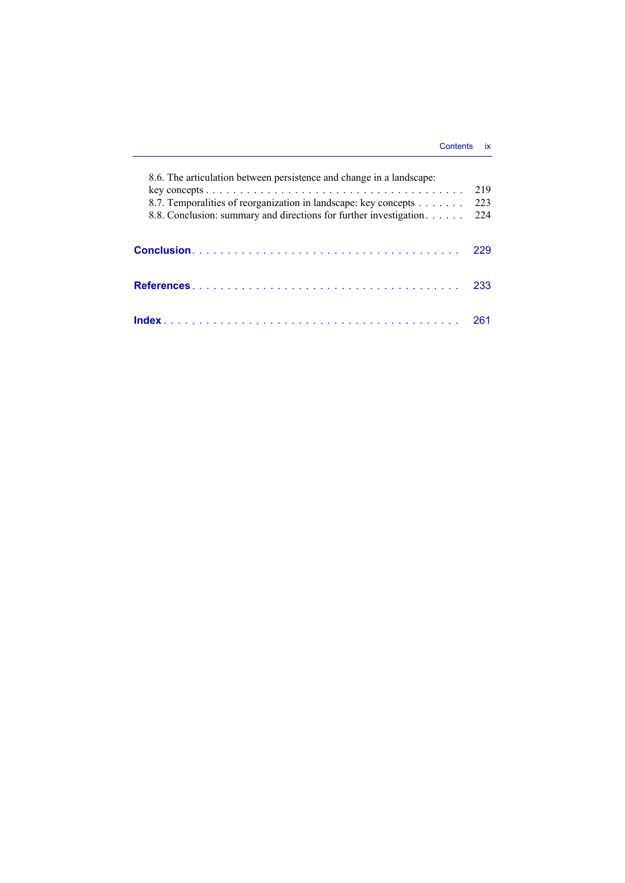8.6. The articulation between persistence and change in a landscape: key concepts . . . . . . . . . . . . . . . . . . . . . . . . . . . . . . . . . . . . 219
8.7. Temporalities of reorganization in landscape: key concepts . . . . . . . 223
8.8. Conclusion: summary and directions for further investigation . . . . . 224

**Conclusion** . . . . . . . . . . . . . . . . . . . . . . . . . . . . . . . . . . . . . 229

**References** . . . . . . . . . . . . . . . . . . . . . . . . . . . . . . . . . . . . . 233

**Index** . . . . . . . . . . . . . . . . . . . . . . . . . . . . . . . . . . . . . . . . 261